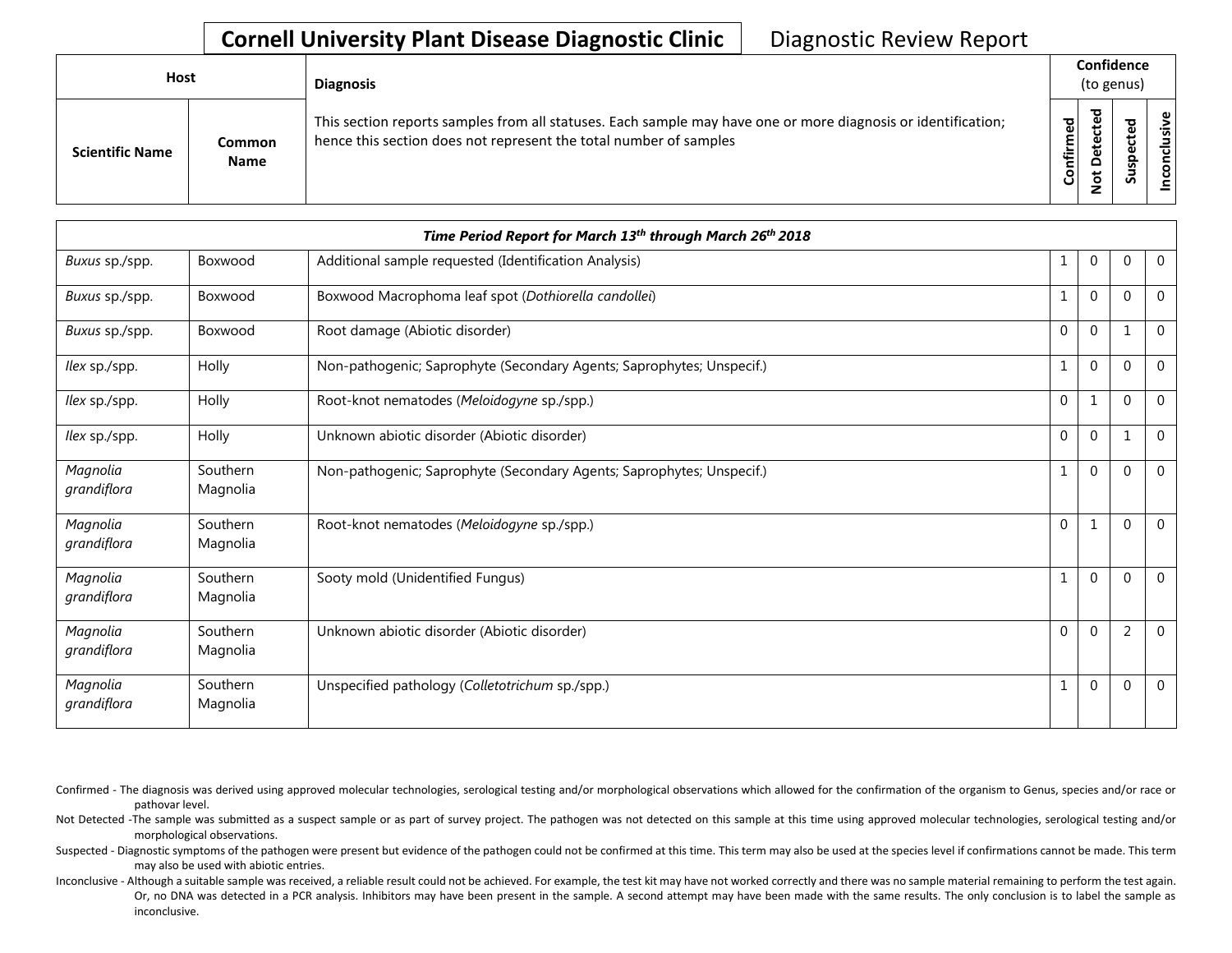**Cornell University Plant Disease Diagnostic Clinic** Diagnostic Review Report

| Host | | Diagnosis | Confidence (to genus) | | | |
|---|---|---|---|---|---|---|
| Scientific Name | Common Name | This section reports samples from all statuses. Each sample may have one or more diagnosis or identification; hence this section does not represent the total number of samples | Confirmed | Not Detected | Suspected | Inconclusive |
| ***Time Period Report for March 13th through March 26th 2018*** | | | | | | |
| *Buxus* sp./spp. | Boxwood | Additional sample requested (Identification Analysis) | 1 | 0 | 0 | 0 |
| *Buxus* sp./spp. | Boxwood | Boxwood Macrophoma leaf spot (*Dothiorella candollei*) | 1 | 0 | 0 | 0 |
| *Buxus* sp./spp. | Boxwood | Root damage (Abiotic disorder) | 0 | 0 | 1 | 0 |
| *Ilex* sp./spp. | Holly | Non-pathogenic; Saprophyte (Secondary Agents; Saprophytes; Unspecif.) | 1 | 0 | 0 | 0 |
| *Ilex* sp./spp. | Holly | Root-knot nematodes (*Meloidogyne* sp./spp.) | 0 | 1 | 0 | 0 |
| *Ilex* sp./spp. | Holly | Unknown abiotic disorder (Abiotic disorder) | 0 | 0 | 1 | 0 |
| *Magnolia grandiflora* | Southern Magnolia | Non-pathogenic; Saprophyte (Secondary Agents; Saprophytes; Unspecif.) | 1 | 0 | 0 | 0 |
| *Magnolia grandiflora* | Southern Magnolia | Root-knot nematodes (*Meloidogyne* sp./spp.) | 0 | 1 | 0 | 0 |
| *Magnolia grandiflora* | Southern Magnolia | Sooty mold (Unidentified Fungus) | 1 | 0 | 0 | 0 |
| *Magnolia grandiflora* | Southern Magnolia | Unknown abiotic disorder (Abiotic disorder) | 0 | 0 | 2 | 0 |
| *Magnolia grandiflora* | Southern Magnolia | Unspecified pathology (*Colletotrichum* sp./spp.) | 1 | 0 | 0 | 0 |

Confirmed - The diagnosis was derived using approved molecular technologies, serological testing and/or morphological observations which allowed for the confirmation of the organism to Genus, species and/or race or pathovar level.

Not Detected -The sample was submitted as a suspect sample or as part of survey project. The pathogen was not detected on this sample at this time using approved molecular technologies, serological testing and/or morphological observations.

Suspected - Diagnostic symptoms of the pathogen were present but evidence of the pathogen could not be confirmed at this time. This term may also be used at the species level if confirmations cannot be made. This term may also be used with abiotic entries.

Inconclusive - Although a suitable sample was received, a reliable result could not be achieved. For example, the test kit may have not worked correctly and there was no sample material remaining to perform the test again. Or, no DNA was detected in a PCR analysis. Inhibitors may have been present in the sample. A second attempt may have been made with the same results. The only conclusion is to label the sample as inconclusive.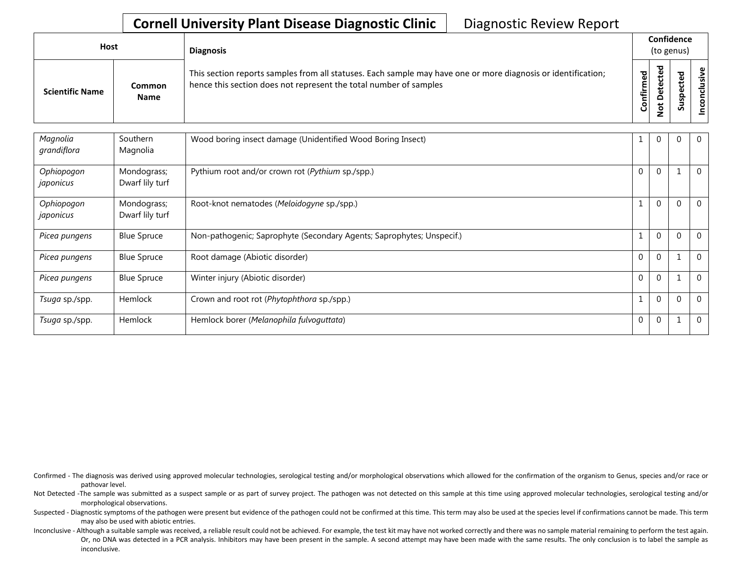**Cornell University Plant Disease Diagnostic Clinic** Diagnostic Review Report

| Host | | Diagnosis | Confidence (to genus) | | | |
|---|---|---|---|---|---|---|
| Scientific Name | Common Name | This section reports samples from all statuses. Each sample may have one or more diagnosis or identification; hence this section does not represent the total number of samples | Confirmed | Not Detected | Suspected | Inconclusive |
| *Magnolia grandiflora* | Southern Magnolia | Wood boring insect damage (Unidentified Wood Boring Insect) | 1 | 0 | 0 | 0 |
| *Ophiopogon japonicus* | Mondograss; Dwarf lily turf | Pythium root and/or crown rot (*Pythium* sp./spp.) | 0 | 0 | 1 | 0 |
| *Ophiopogon japonicus* | Mondograss; Dwarf lily turf | Root-knot nematodes (*Meloidogyne* sp./spp.) | 1 | 0 | 0 | 0 |
| *Picea pungens* | Blue Spruce | Non-pathogenic; Saprophyte (Secondary Agents; Saprophytes; Unspecif.) | 1 | 0 | 0 | 0 |
| *Picea pungens* | Blue Spruce | Root damage (Abiotic disorder) | 0 | 0 | 1 | 0 |
| *Picea pungens* | Blue Spruce | Winter injury (Abiotic disorder) | 0 | 0 | 1 | 0 |
| *Tsuga* sp./spp. | Hemlock | Crown and root rot (*Phytophthora* sp./spp.) | 1 | 0 | 0 | 0 |
| *Tsuga* sp./spp. | Hemlock | Hemlock borer (*Melanophila fulvoguttata*) | 0 | 0 | 1 | 0 |

Confirmed - The diagnosis was derived using approved molecular technologies, serological testing and/or morphological observations which allowed for the confirmation of the organism to Genus, species and/or race or pathovar level.

Not Detected -The sample was submitted as a suspect sample or as part of survey project. The pathogen was not detected on this sample at this time using approved molecular technologies, serological testing and/or morphological observations.

Suspected - Diagnostic symptoms of the pathogen were present but evidence of the pathogen could not be confirmed at this time. This term may also be used at the species level if confirmations cannot be made. This term may also be used with abiotic entries.

Inconclusive - Although a suitable sample was received, a reliable result could not be achieved. For example, the test kit may have not worked correctly and there was no sample material remaining to perform the test again. Or, no DNA was detected in a PCR analysis. Inhibitors may have been present in the sample. A second attempt may have been made with the same results. The only conclusion is to label the sample as inconclusive.